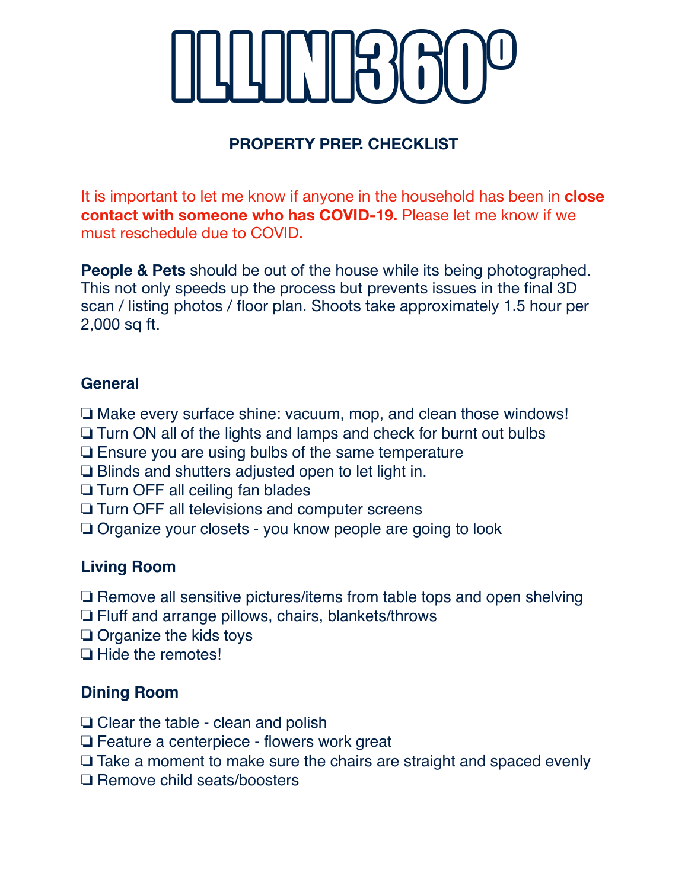# ILLINI360°

## PROPERTY PREP. CHECKLIST

It is important to let me know if anyone in the household has been in **close contact with someone who has COVID-19.** Please let me know if we must reschedule due to COVID.

**People & Pets** should be out of the house while its being photographed. This not only speeds up the process but prevents issues in the final 3D scan / listing photos / floor plan. Shoots take approximately 1.5 hour per 2,000 sq ft.

### General

- ❏ Make every surface shine: vacuum, mop, and clean those windows!
- ❏ Turn ON all of the lights and lamps and check for burnt out bulbs
- ❏ Ensure you are using bulbs of the same temperature
- ❏ Blinds and shutters adjusted open to let light in.
- ❏ Turn OFF all ceiling fan blades
- ❏ Turn OFF all televisions and computer screens
- ❏ Organize your closets - you know people are going to look

### Living Room

- ❏ Remove all sensitive pictures/items from table tops and open shelving
- ❏ Fluff and arrange pillows, chairs, blankets/throws
- ❏ Organize the kids toys
- ❏ Hide the remotes!

### Dining Room

- ❏ Clear the table - clean and polish
- ❏ Feature a centerpiece - flowers work great
- ❏ Take a moment to make sure the chairs are straight and spaced evenly
- ❏ Remove child seats/boosters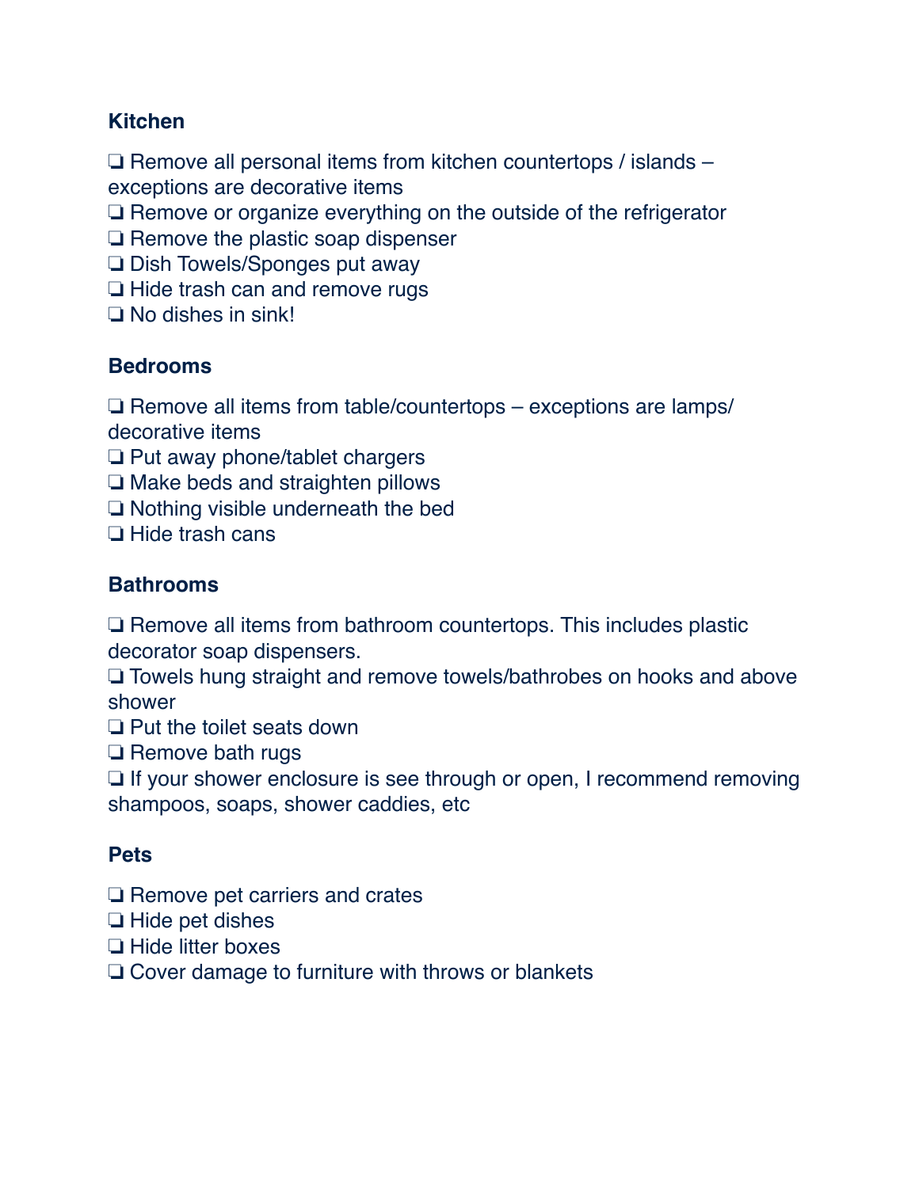**Kitchen**

❏ Remove all personal items from kitchen countertops / islands – exceptions are decorative items
❏ Remove or organize everything on the outside of the refrigerator
❏ Remove the plastic soap dispenser
❏ Dish Towels/Sponges put away
❏ Hide trash can and remove rugs
❏ No dishes in sink!

**Bedrooms**

❏ Remove all items from table/countertops – exceptions are lamps/ decorative items
❏ Put away phone/tablet chargers
❏ Make beds and straighten pillows
❏ Nothing visible underneath the bed
❏ Hide trash cans

**Bathrooms**

❏ Remove all items from bathroom countertops. This includes plastic decorator soap dispensers.
❏ Towels hung straight and remove towels/bathrobes on hooks and above shower
❏ Put the toilet seats down
❏ Remove bath rugs
❏ If your shower enclosure is see through or open, I recommend removing shampoos, soaps, shower caddies, etc

**Pets**

❏ Remove pet carriers and crates
❏ Hide pet dishes
❏ Hide litter boxes
❏ Cover damage to furniture with throws or blankets